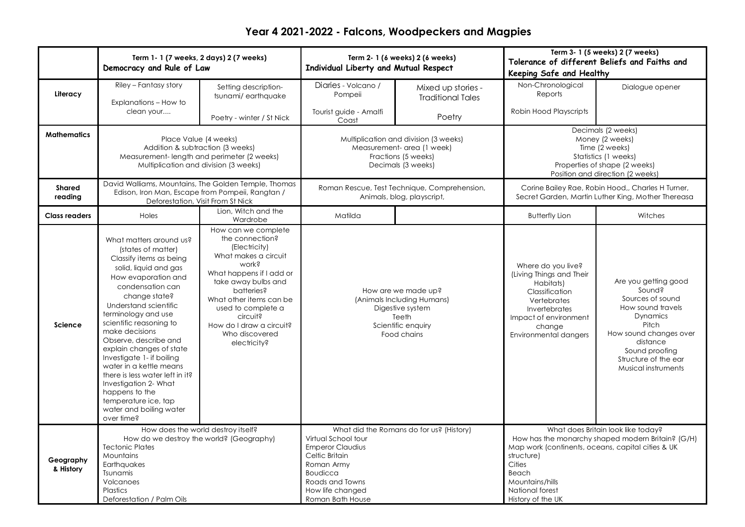# Year 4 2021-2022 - Falcons, Woodpeckers and Magpies

| | Term 1- 1 (7 weeks, 2 days) 2 (7 weeks)<br>**Democracy and Rule of Law** | | Term 2- 1 (6 weeks) 2 (6 weeks)<br>**Individual Liberty and Mutual Respect** | | Term 3- 1 (5 weeks) 2 (7 weeks)<br>**Tolerance of different Beliefs and Faiths and Keeping Safe and Healthy** | |
|---|---|---|---|---|---|---|
| **Literacy** | Riley – Fantasy story<br><br>Explanations – How to clean your.... | Setting description- tsunami/ earthquake<br><br>Poetry - winter / St Nick | Diaries - Volcano / Pompeii<br><br>Tourist guide - Amalfi Coast | Mixed up stories - Traditional Tales<br><br>Poetry | Non-Chronological Reports<br><br>Robin Hood Playscripts | Dialogue opener |
| **Mathematics** | Place Value (4 weeks)<br>Addition & subtraction (3 weeks)<br>Measurement- length and perimeter (2 weeks)<br>Multiplication and division (3 weeks) | | Multiplication and division (3 weeks)<br>Measurement- area (1 week)<br>Fractions (5 weeks)<br>Decimals (3 weeks) | | Decimals (2 weeks)<br>Money (2 weeks)<br>Time (2 weeks)<br>Statistics (1 weeks)<br>Properties of shape (2 weeks)<br>Position and direction (2 weeks) | |
| **Shared reading** | David Walliams, Mountains, The Golden Temple, Thomas Edison, Iron Man, Escape from Pompeii, Rangtan / Deforestation, Visit From St Nick | | Roman Rescue, Test Technique, Comprehension, Animals, blog, playscript, | | Corine Bailey Rae, Robin Hood,, Charles H Turner, Secret Garden, Martin Luther King, Mother Thereasa | |
| **Class readers** | Holes | Lion, Witch and the Wardrobe | Matilda | | Butterfly Lion | Witches |
| **Science** | What matters around us? (states of matter)<br>Classify items as being solid, liquid and gas<br>How evaporation and condensation can change state?<br>Understand scientific terminology and use scientific reasoning to make decisions<br>Observe, describe and explain changes of state<br>Investigate 1- if boiling water in a kettle means there is less water left in it?<br>Investigation 2- What happens to the temperature ice, tap water and boiling water over time? | How can we complete the connection? (Electricity)<br>What makes a circuit work?<br>What happens if I add or take away bulbs and batteries?<br>What other items can be used to complete a circuit?<br>How do I draw a circuit?<br>Who discovered electricity? | How are we made up?<br>(Animals Including Humans)<br>Digestive system<br>Teeth<br>Scientific enquiry<br>Food chains | | Where do you live?<br>(Living Things and Their Habitats)<br>Classification<br>Vertebrates<br>Invertebrates<br>Impact of environment change<br>Environmental dangers | Are you getting good Sound?<br>Sources of sound<br>How sound travels<br>Dynamics<br>Pitch<br>How sound changes over distance<br>Sound proofing<br>Structure of the ear<br>Musical instruments |
| **Geography & History** | How does the world destroy itself?<br>How do we destroy the world? (Geography)<br>Tectonic Plates<br>Mountains<br>Earthquakes<br>Tsunamis<br>Volcanoes<br>Plastics<br>Deforestation / Palm Oils | | What did the Romans do for us? (History)<br>Virtual School tour<br>Emperor Claudius<br>Celtic Britain<br>Roman Army<br>Boudicca<br>Roads and Towns<br>How life changed<br>Roman Bath House | | What does Britain look like today?<br>How has the monarchy shaped modern Britain? (G/H)<br>Map work (continents, oceans, capital cities & UK structure)<br>Cities<br>Beach<br>Mountains/hills<br>National forest<br>History of the UK | |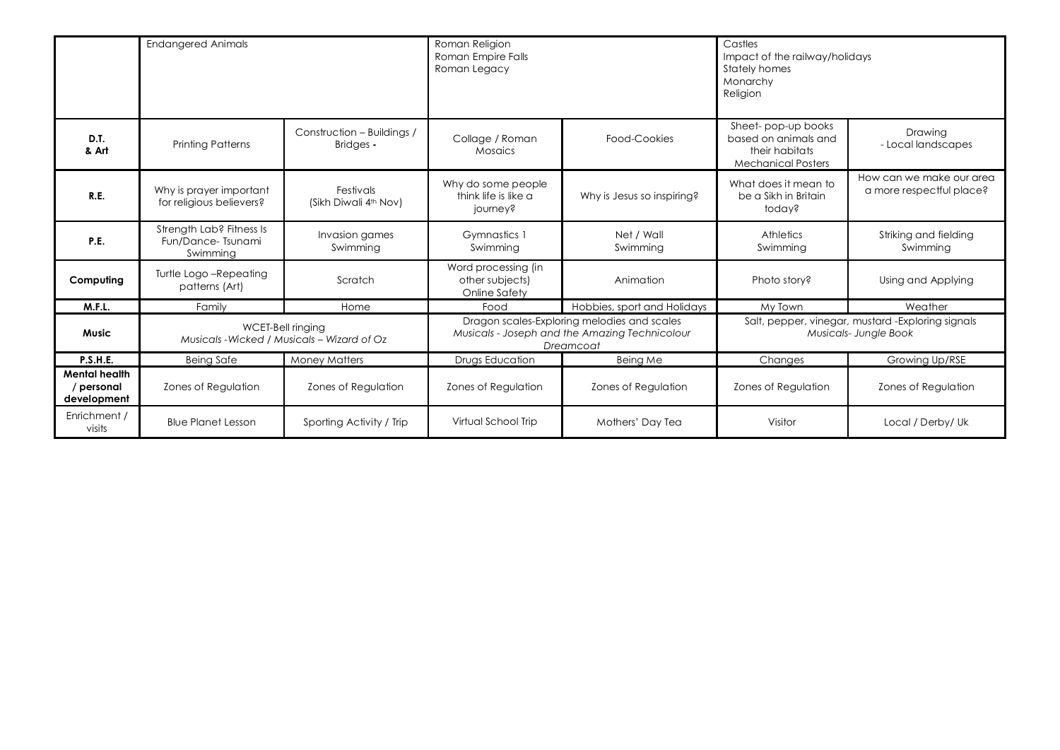| | | | | | | |
|---|---|---|---|---|---|---|
| | Endangered Animals | | Roman Religion<br>Roman Empire Falls<br>Roman Legacy | | Castles<br>Impact of the railway/holidays<br>Stately homes<br>Monarchy<br>Religion | |
| **D.T. & Art** | Printing Patterns | Construction – Buildings / Bridges - | Collage / Roman Mosaics | Food-Cookies | Sheet- pop-up books based on animals and their habitats<br>Mechanical Posters | Drawing<br>- Local landscapes |
| **R.E.** | Why is prayer important for religious believers? | Festivals (Sikh Diwali 4th Nov) | Why do some people think life is like a journey? | Why is Jesus so inspiring? | What does it mean to be a Sikh in Britain today? | How can we make our area a more respectful place? |
| **P.E.** | Strength Lab? Fitness Is Fun/Dance- Tsunami<br>Swimming | Invasion games<br>Swimming | Gymnastics 1<br>Swimming | Net / Wall<br>Swimming | Athletics<br>Swimming | Striking and fielding<br>Swimming |
| **Computing** | Turtle Logo –Repeating patterns (Art) | Scratch | Word processing (in other subjects)<br>Online Safety | Animation | Photo story? | Using and Applying |
| **M.F.L.** | Family | Home | Food | Hobbies, sport and Holidays | My Town | Weather |
| **Music** | WCET-Bell ringing<br>*Musicals -Wicked / Musicals – Wizard of Oz* | | Dragon scales-Exploring melodies and scales<br>*Musicals - Joseph and the Amazing Technicolour Dreamcoat* | | Salt, pepper, vinegar, mustard -Exploring signals<br>*Musicals- Jungle Book* | |
| **P.S.H.E.** | Being Safe | Money Matters | Drugs Education | Being Me | Changes | Growing Up/RSE |
| **Mental health / personal development** | Zones of Regulation | Zones of Regulation | Zones of Regulation | Zones of Regulation | Zones of Regulation | Zones of Regulation |
| Enrichment / visits | Blue Planet Lesson | Sporting Activity / Trip | Virtual School Trip | Mothers' Day Tea | Visitor | Local / Derby/ Uk |